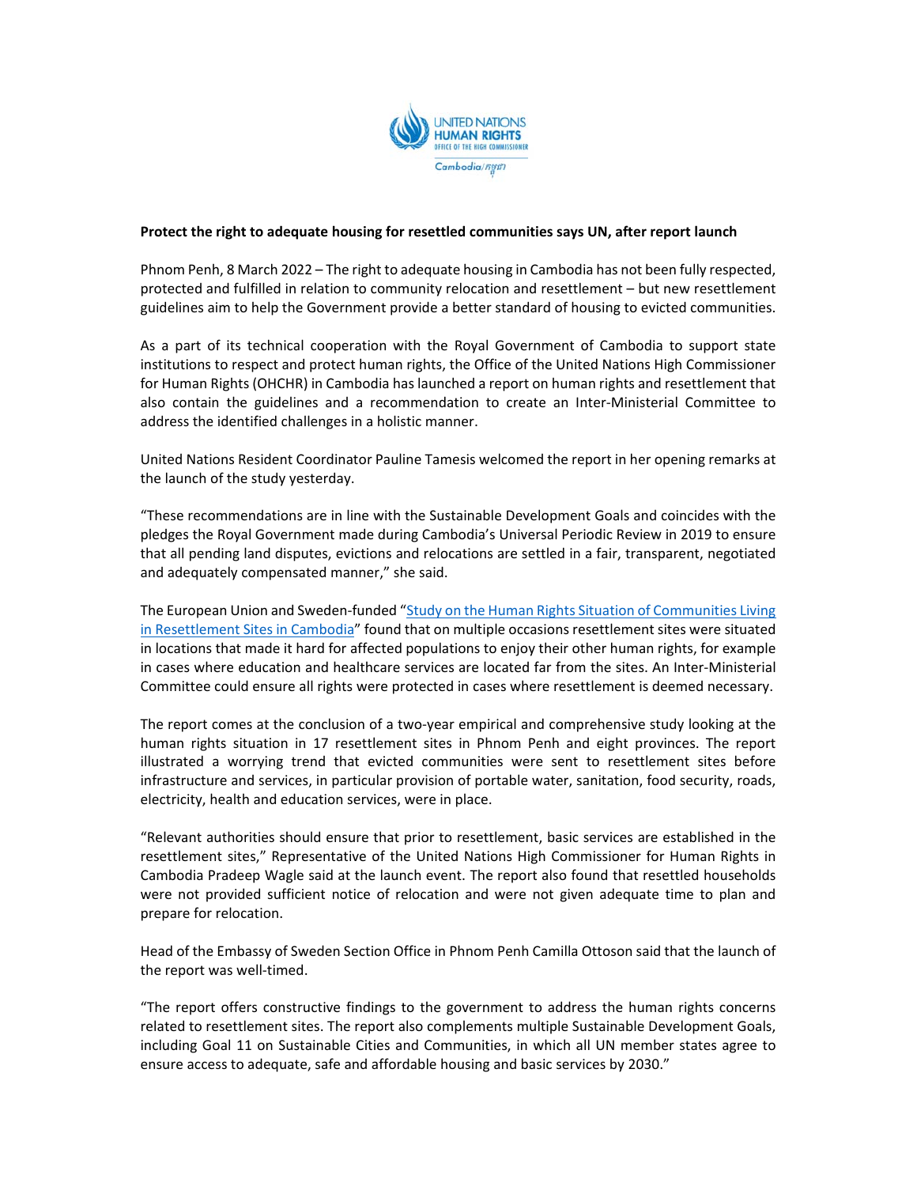**Protect the right to adequate housing for resettled communities says UN, after report launch**

Phnom Penh, 8 March 2022 – The right to adequate housing in Cambodia has not been fully respected, protected and fulfilled in relation to community relocation and resettlement – but new resettlement guidelines aim to help the Government provide a better standard of housing to evicted communities.

As a part of its technical cooperation with the Royal Government of Cambodia to support state institutions to respect and protect human rights, the Office of the United Nations High Commissioner for Human Rights (OHCHR) in Cambodia has launched a report on human rights and resettlement that also contain the guidelines and a recommendation to create an Inter-Ministerial Committee to address the identified challenges in a holistic manner.

United Nations Resident Coordinator Pauline Tamesis welcomed the report in her opening remarks at the launch of the study yesterday.

"These recommendations are in line with the Sustainable Development Goals and coincides with the pledges the Royal Government made during Cambodia's Universal Periodic Review in 2019 to ensure that all pending land disputes, evictions and relocations are settled in a fair, transparent, negotiated and adequately compensated manner," she said.

The European Union and Sweden-funded "Study on the Human Rights Situation of Communities Living in Resettlement Sites in Cambodia" found that on multiple occasions resettlement sites were situated in locations that made it hard for affected populations to enjoy their other human rights, for example in cases where education and healthcare services are located far from the sites. An Inter-Ministerial Committee could ensure all rights were protected in cases where resettlement is deemed necessary.

The report comes at the conclusion of a two-year empirical and comprehensive study looking at the human rights situation in 17 resettlement sites in Phnom Penh and eight provinces. The report illustrated a worrying trend that evicted communities were sent to resettlement sites before infrastructure and services, in particular provision of portable water, sanitation, food security, roads, electricity, health and education services, were in place.

"Relevant authorities should ensure that prior to resettlement, basic services are established in the resettlement sites," Representative of the United Nations High Commissioner for Human Rights in Cambodia Pradeep Wagle said at the launch event. The report also found that resettled households were not provided sufficient notice of relocation and were not given adequate time to plan and prepare for relocation.

Head of the Embassy of Sweden Section Office in Phnom Penh Camilla Ottoson said that the launch of the report was well-timed.

"The report offers constructive findings to the government to address the human rights concerns related to resettlement sites. The report also complements multiple Sustainable Development Goals, including Goal 11 on Sustainable Cities and Communities, in which all UN member states agree to ensure access to adequate, safe and affordable housing and basic services by 2030."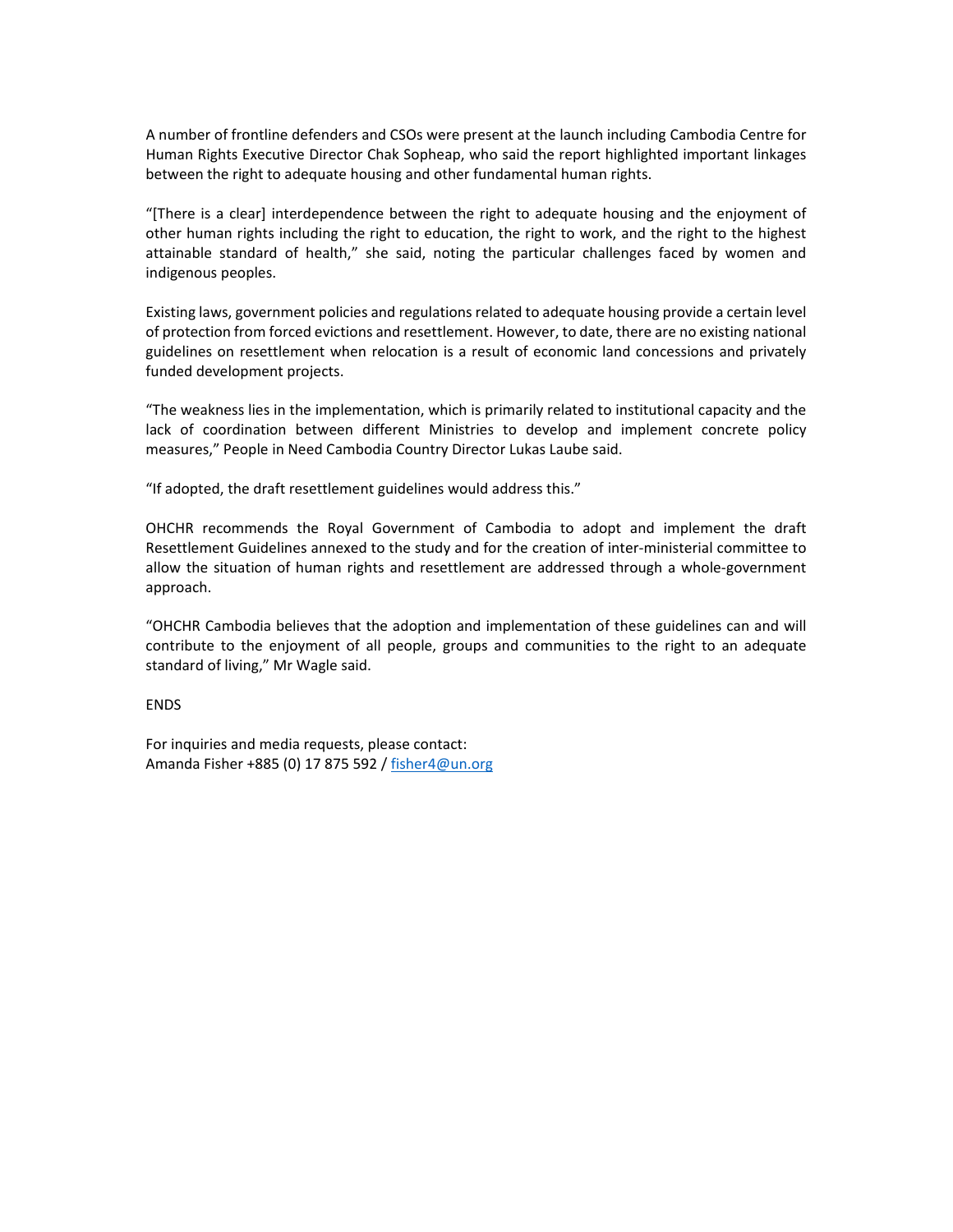A number of frontline defenders and CSOs were present at the launch including Cambodia Centre for Human Rights Executive Director Chak Sopheap, who said the report highlighted important linkages between the right to adequate housing and other fundamental human rights.

"[There is a clear] interdependence between the right to adequate housing and the enjoyment of other human rights including the right to education, the right to work, and the right to the highest attainable standard of health," she said, noting the particular challenges faced by women and indigenous peoples.

Existing laws, government policies and regulations related to adequate housing provide a certain level of protection from forced evictions and resettlement. However, to date, there are no existing national guidelines on resettlement when relocation is a result of economic land concessions and privately funded development projects.

"The weakness lies in the implementation, which is primarily related to institutional capacity and the lack of coordination between different Ministries to develop and implement concrete policy measures," People in Need Cambodia Country Director Lukas Laube said.

"If adopted, the draft resettlement guidelines would address this."

OHCHR recommends the Royal Government of Cambodia to adopt and implement the draft Resettlement Guidelines annexed to the study and for the creation of inter-ministerial committee to allow the situation of human rights and resettlement are addressed through a whole-government approach.

"OHCHR Cambodia believes that the adoption and implementation of these guidelines can and will contribute to the enjoyment of all people, groups and communities to the right to an adequate standard of living," Mr Wagle said.

ENDS

For inquiries and media requests, please contact:
Amanda Fisher +885 (0) 17 875 592 / fisher4@un.org